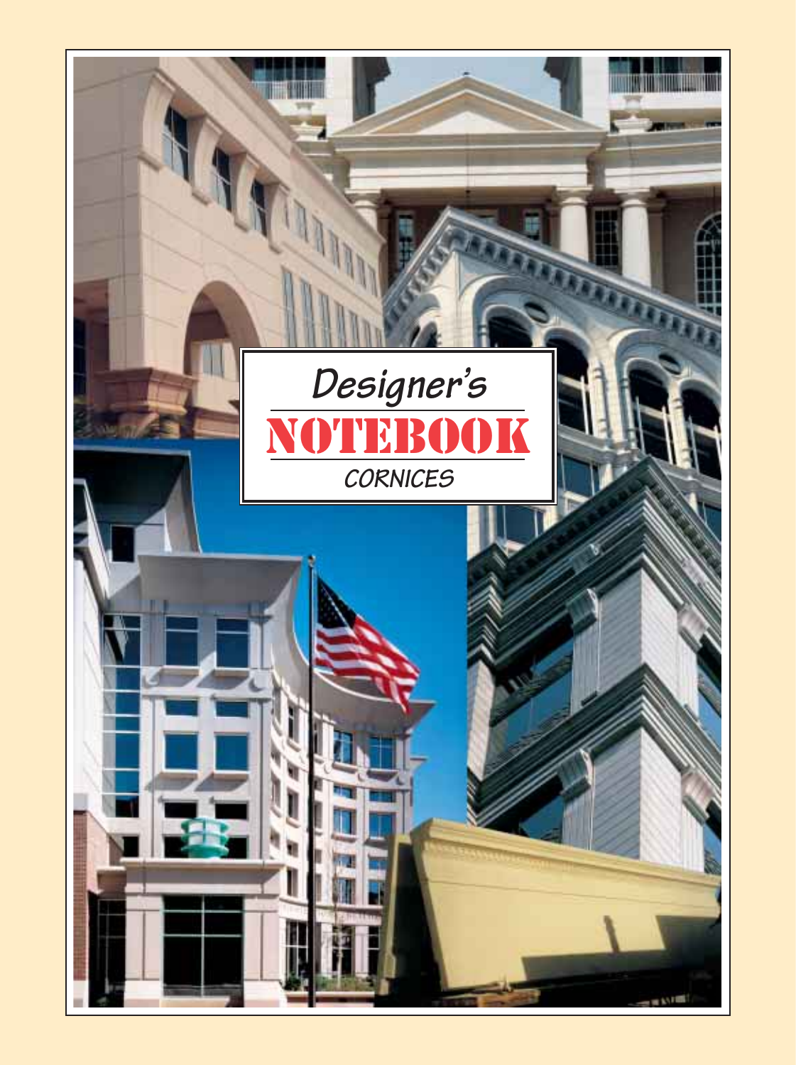# Designer's NOTEBOOK

## CORNICES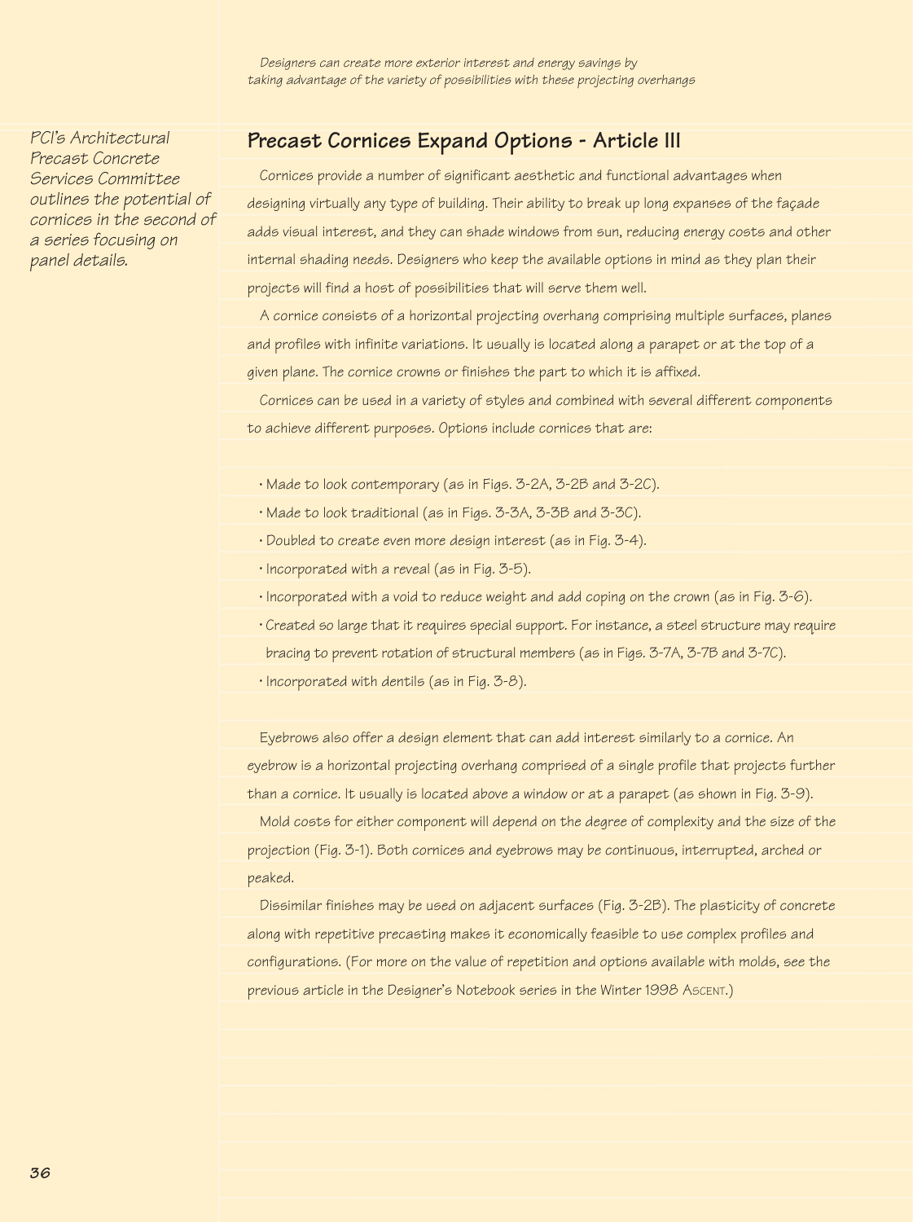*Designers can create more exterior interest and energy savings by taking advantage of the variety of possibilities with these projecting overhangs*

*PCI's Architectural Precast Concrete Services Committee outlines the potential of cornices in the second of a series focusing on panel details.*

## Precast Cornices Expand Options - Article III

Cornices provide a number of significant aesthetic and functional advantages when designing virtually any type of building. Their ability to break up long expanses of the façade adds visual interest, and they can shade windows from sun, reducing energy costs and other internal shading needs. Designers who keep the available options in mind as they plan their projects will find a host of possibilities that will serve them well.

A cornice consists of a horizontal projecting overhang comprising multiple surfaces, planes and profiles with infinite variations. It usually is located along a parapet or at the top of a given plane. The cornice crowns or finishes the part to which it is affixed.

Cornices can be used in a variety of styles and combined with several different components to achieve different purposes. Options include cornices that are:

- Made to look contemporary (as in Figs. 3-2A, 3-2B and 3-2C).
- Made to look traditional (as in Figs. 3-3A, 3-3B and 3-3C).
- Doubled to create even more design interest (as in Fig. 3-4).
- Incorporated with a reveal (as in Fig. 3-5).
- Incorporated with a void to reduce weight and add coping on the crown (as in Fig. 3-6).
- Created so large that it requires special support. For instance, a steel structure may require bracing to prevent rotation of structural members (as in Figs. 3-7A, 3-7B and 3-7C).
- Incorporated with dentils (as in Fig. 3-8).

Eyebrows also offer a design element that can add interest similarly to a cornice. An eyebrow is a horizontal projecting overhang comprised of a single profile that projects further than a cornice. It usually is located above a window or at a parapet (as shown in Fig. 3-9).

Mold costs for either component will depend on the degree of complexity and the size of the projection (Fig. 3-1). Both cornices and eyebrows may be continuous, interrupted, arched or peaked.

Dissimilar finishes may be used on adjacent surfaces (Fig. 3-2B). The plasticity of concrete along with repetitive precasting makes it economically feasible to use complex profiles and configurations. (For more on the value of repetition and options available with molds, see the previous article in the Designer's Notebook series in the Winter 1998 Ascent.)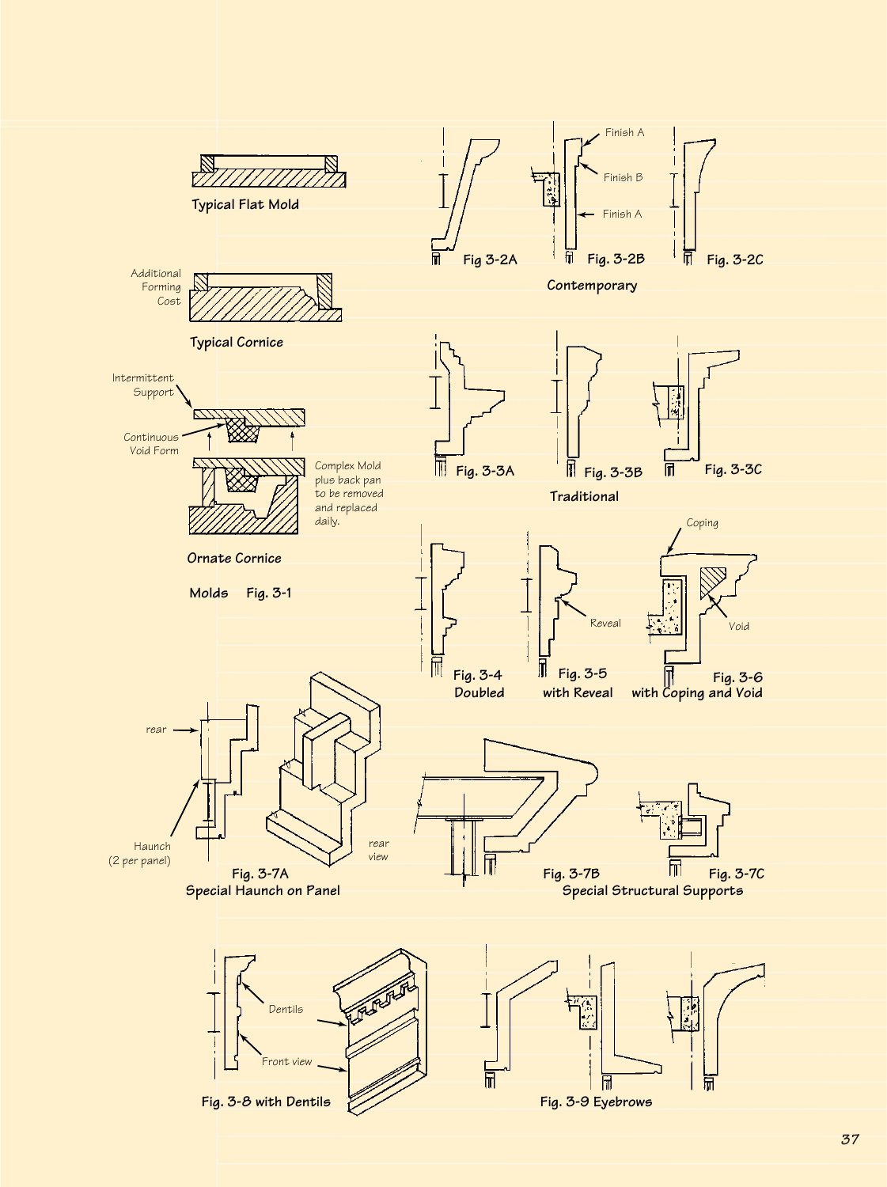Typical Flat Mold

Additional Forming Cost

Typical Cornice

Intermittent Support

Continuous Void Form

Complex Mold plus back pan to be removed and replaced daily.

Ornate Cornice

Molds Fig. 3-1

Fig 3-2A

Finish A

Finish B

Finish A

Fig. 3-2B

Fig. 3-2C

Contemporary

Fig. 3-3A

Fig. 3-3B

Fig. 3-3C

Traditional

Fig. 3-4 Doubled

Reveal

Fig. 3-5 with Reveal

Coping

Void

Fig. 3-6 with Coping and Void

rear

Haunch (2 per panel)

rear view

Fig. 3-7A Special Haunch on Panel

Fig. 3-7B

Fig. 3-7C

Special Structural Supports

Dentils

Front view

Fig. 3-8 with Dentils

Fig. 3-9 Eyebrows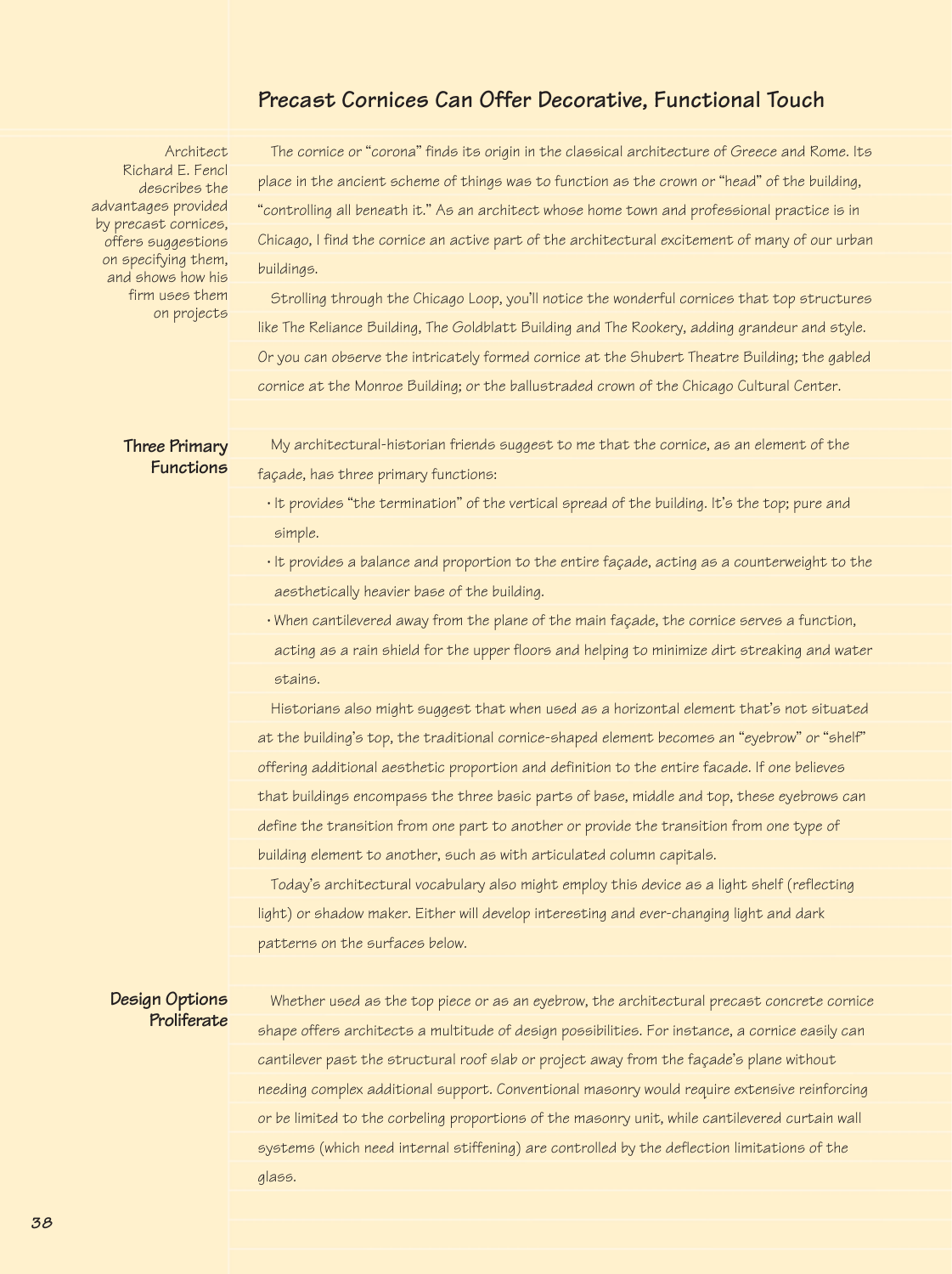# Precast Cornices Can Offer Decorative, Functional Touch

Architect Richard E. Fencl describes the advantages provided by precast cornices, offers suggestions on specifying them, and shows how his firm uses them on projects

The cornice or "corona" finds its origin in the classical architecture of Greece and Rome. Its place in the ancient scheme of things was to function as the crown or "head" of the building, "controlling all beneath it." As an architect whose home town and professional practice is in Chicago, I find the cornice an active part of the architectural excitement of many of our urban buildings.

Strolling through the Chicago Loop, you'll notice the wonderful cornices that top structures like The Reliance Building, The Goldblatt Building and The Rookery, adding grandeur and style. Or you can observe the intricately formed cornice at the Shubert Theatre Building; the gabled cornice at the Monroe Building; or the ballustraded crown of the Chicago Cultural Center.

## Three Primary Functions

My architectural-historian friends suggest to me that the cornice, as an element of the façade, has three primary functions:

- It provides "the termination" of the vertical spread of the building. It's the top; pure and simple.
- It provides a balance and proportion to the entire façade, acting as a counterweight to the aesthetically heavier base of the building.
- When cantilevered away from the plane of the main façade, the cornice serves a function, acting as a rain shield for the upper floors and helping to minimize dirt streaking and water stains.

Historians also might suggest that when used as a horizontal element that's not situated at the building's top, the traditional cornice-shaped element becomes an "eyebrow" or "shelf" offering additional aesthetic proportion and definition to the entire facade. If one believes that buildings encompass the three basic parts of base, middle and top, these eyebrows can define the transition from one part to another or provide the transition from one type of building element to another, such as with articulated column capitals.

Today's architectural vocabulary also might employ this device as a light shelf (reflecting light) or shadow maker. Either will develop interesting and ever-changing light and dark patterns on the surfaces below.

## Design Options Proliferate

Whether used as the top piece or as an eyebrow, the architectural precast concrete cornice shape offers architects a multitude of design possibilities. For instance, a cornice easily can cantilever past the structural roof slab or project away from the façade's plane without needing complex additional support. Conventional masonry would require extensive reinforcing or be limited to the corbeling proportions of the masonry unit, while cantilevered curtain wall systems (which need internal stiffening) are controlled by the deflection limitations of the glass.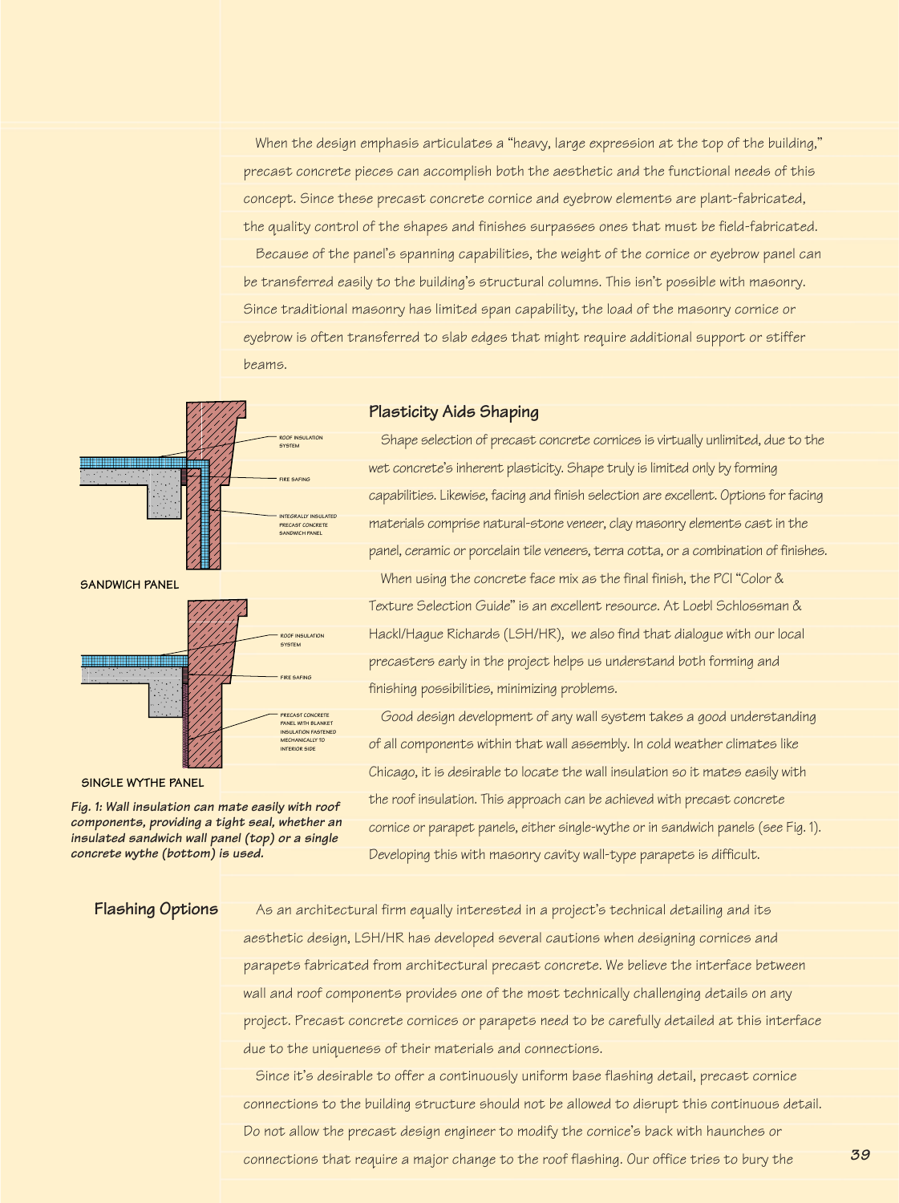When the design emphasis articulates a "heavy, large expression at the top of the building," precast concrete pieces can accomplish both the aesthetic and the functional needs of this concept. Since these precast concrete cornice and eyebrow elements are plant-fabricated, the quality control of the shapes and finishes surpasses ones that must be field-fabricated.

Because of the panel's spanning capabilities, the weight of the cornice or eyebrow panel can be transferred easily to the building's structural columns. This isn't possible with masonry. Since traditional masonry has limited span capability, the load of the masonry cornice or eyebrow is often transferred to slab edges that might require additional support or stiffer beams.

ROOF INSULATION SYSTEM

FIRE SAFING

INTEGRALLY INSULATED PRECAST CONCRETE SANDWICH PANEL

SANDWICH PANEL

ROOF INSULATION SYSTEM

FIRE SAFING

PRECAST CONCRETE PANEL WITH BLANKET INSULATION FASTENED MECHANICALLY TO INTERIOR SIDE

SINGLE WYTHE PANEL

***Fig. 1: Wall insulation can mate easily with roof components, providing a tight seal, whether an insulated sandwich wall panel (top) or a single concrete wythe (bottom) is used.***

## Plasticity Aids Shaping

Shape selection of precast concrete cornices is virtually unlimited, due to the wet concrete's inherent plasticity. Shape truly is limited only by forming capabilities. Likewise, facing and finish selection are excellent. Options for facing materials comprise natural-stone veneer, clay masonry elements cast in the panel, ceramic or porcelain tile veneers, terra cotta, or a combination of finishes.

When using the concrete face mix as the final finish, the PCI "Color & Texture Selection Guide" is an excellent resource. At Loebl Schlossman & Hackl/Hague Richards (LSH/HR), we also find that dialogue with our local precasters early in the project helps us understand both forming and finishing possibilities, minimizing problems.

Good design development of any wall system takes a good understanding of all components within that wall assembly. In cold weather climates like Chicago, it is desirable to locate the wall insulation so it mates easily with the roof insulation. This approach can be achieved with precast concrete cornice or parapet panels, either single-wythe or in sandwich panels (see Fig. 1). Developing this with masonry cavity wall-type parapets is difficult.

## Flashing Options

As an architectural firm equally interested in a project's technical detailing and its aesthetic design, LSH/HR has developed several cautions when designing cornices and parapets fabricated from architectural precast concrete. We believe the interface between wall and roof components provides one of the most technically challenging details on any project. Precast concrete cornices or parapets need to be carefully detailed at this interface due to the uniqueness of their materials and connections.

Since it's desirable to offer a continuously uniform base flashing detail, precast cornice connections to the building structure should not be allowed to disrupt this continuous detail. Do not allow the precast design engineer to modify the cornice's back with haunches or connections that require a major change to the roof flashing. Our office tries to bury the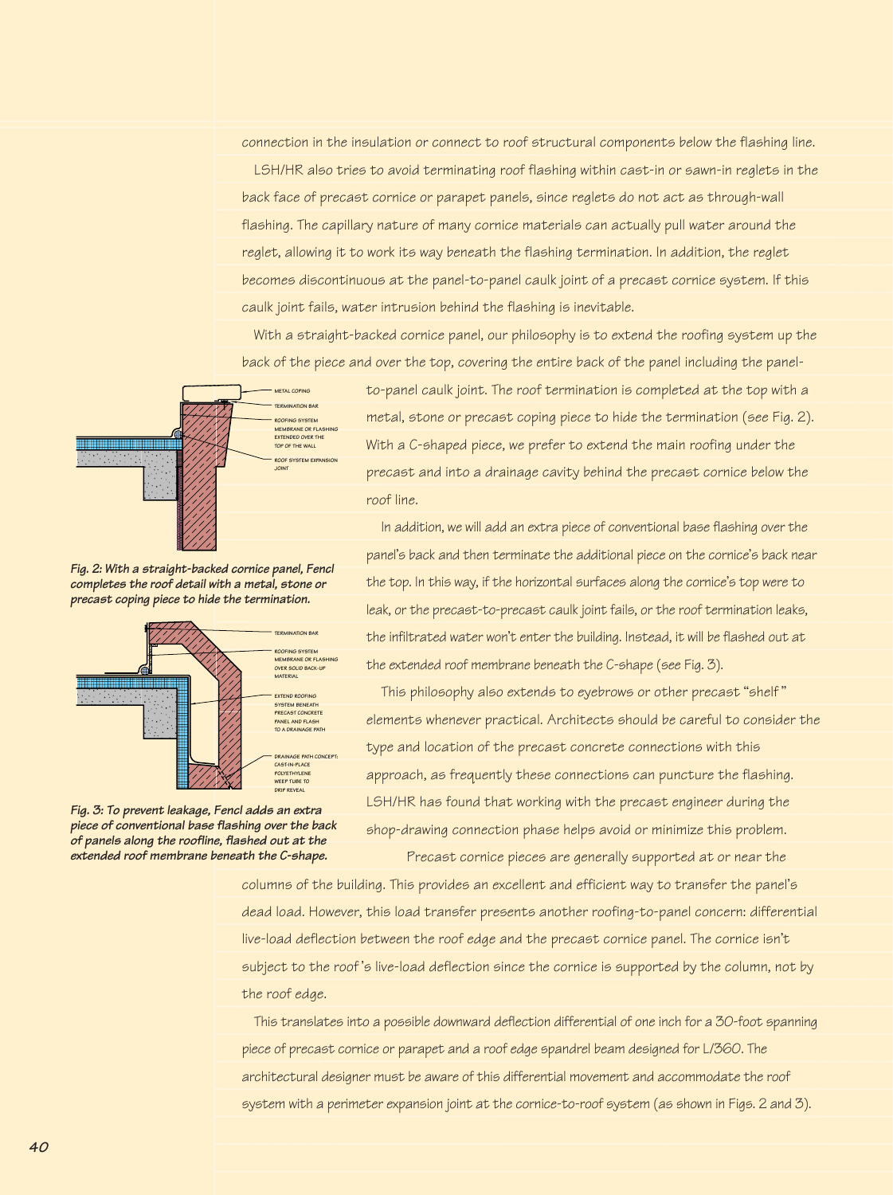connection in the insulation or connect to roof structural components below the flashing line.

LSH/HR also tries to avoid terminating roof flashing within cast-in or sawn-in reglets in the back face of precast cornice or parapet panels, since reglets do not act as through-wall flashing. The capillary nature of many cornice materials can actually pull water around the reglet, allowing it to work its way beneath the flashing termination. In addition, the reglet becomes discontinuous at the panel-to-panel caulk joint of a precast cornice system. If this caulk joint fails, water intrusion behind the flashing is inevitable.

With a straight-backed cornice panel, our philosophy is to extend the roofing system up the back of the piece and over the top, covering the entire back of the panel including the panel-to-panel caulk joint. The roof termination is completed at the top with a metal, stone or precast coping piece to hide the termination (see Fig. 2). With a C-shaped piece, we prefer to extend the main roofing under the precast and into a drainage cavity behind the precast cornice below the roof line.

**Fig. 2: With a straight-backed cornice panel, Fencl completes the roof detail with a metal, stone or precast coping piece to hide the termination.**

**Fig. 3: To prevent leakage, Fencl adds an extra piece of conventional base flashing over the back of panels along the roofline, flashed out at the extended roof membrane beneath the C-shape.**

In addition, we will add an extra piece of conventional base flashing over the panel's back and then terminate the additional piece on the cornice's back near the top. In this way, if the horizontal surfaces along the cornice's top were to leak, or the precast-to-precast caulk joint fails, or the roof termination leaks, the infiltrated water won't enter the building. Instead, it will be flashed out at the extended roof membrane beneath the C-shape (see Fig. 3).

This philosophy also extends to eyebrows or other precast "shelf" elements whenever practical. Architects should be careful to consider the type and location of the precast concrete connections with this approach, as frequently these connections can puncture the flashing. LSH/HR has found that working with the precast engineer during the shop-drawing connection phase helps avoid or minimize this problem.

Precast cornice pieces are generally supported at or near the columns of the building. This provides an excellent and efficient way to transfer the panel's dead load. However, this load transfer presents another roofing-to-panel concern: differential live-load deflection between the roof edge and the precast cornice panel. The cornice isn't subject to the roof's live-load deflection since the cornice is supported by the column, not by the roof edge.

This translates into a possible downward deflection differential of one inch for a 30-foot spanning piece of precast cornice or parapet and a roof edge spandrel beam designed for L/360. The architectural designer must be aware of this differential movement and accommodate the roof system with a perimeter expansion joint at the cornice-to-roof system (as shown in Figs. 2 and 3).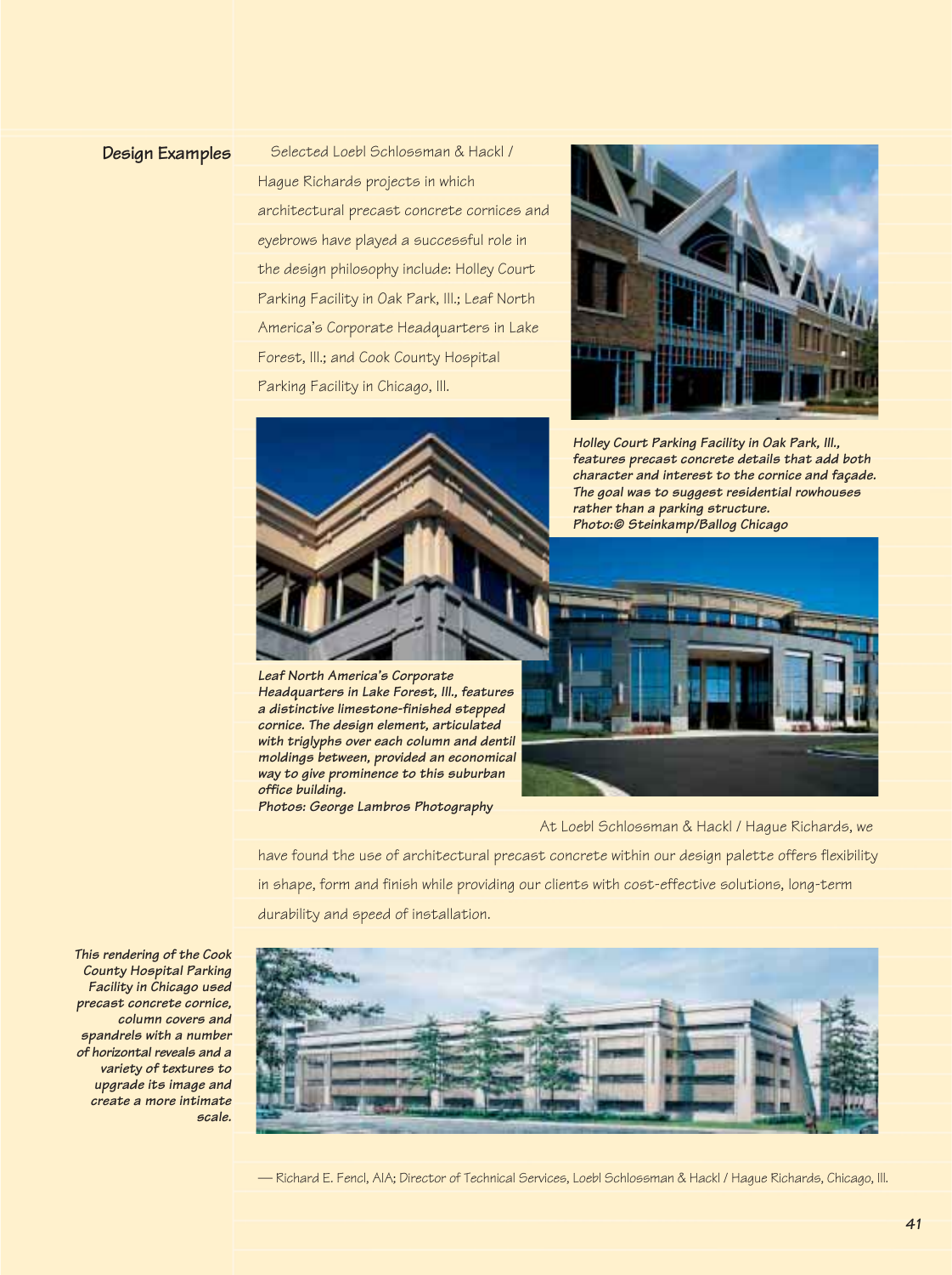## Design Examples

Selected Loebl Schlossman & Hackl / Hague Richards projects in which architectural precast concrete cornices and eyebrows have played a successful role in the design philosophy include: Holley Court Parking Facility in Oak Park, Ill.; Leaf North America's Corporate Headquarters in Lake Forest, Ill.; and Cook County Hospital Parking Facility in Chicago, Ill.

***Holley Court Parking Facility in Oak Park, Ill., features precast concrete details that add both character and interest to the cornice and façade. The goal was to suggest residential rowhouses rather than a parking structure.***
***Photo:© Steinkamp/Ballog Chicago***

***Leaf North America's Corporate Headquarters in Lake Forest, Ill., features a distinctive limestone-finished stepped cornice. The design element, articulated with triglyphs over each column and dentil moldings between, provided an economical way to give prominence to this suburban office building.***
***Photos: George Lambros Photography***

At Loebl Schlossman & Hackl / Hague Richards, we have found the use of architectural precast concrete within our design palette offers flexibility in shape, form and finish while providing our clients with cost-effective solutions, long-term durability and speed of installation.

***This rendering of the Cook County Hospital Parking Facility in Chicago used precast concrete cornice, column covers and spandrels with a number of horizontal reveals and a variety of textures to upgrade its image and create a more intimate scale.***

— Richard E. Fencl, AIA; Director of Technical Services, Loebl Schlossman & Hackl / Hague Richards, Chicago, Ill.